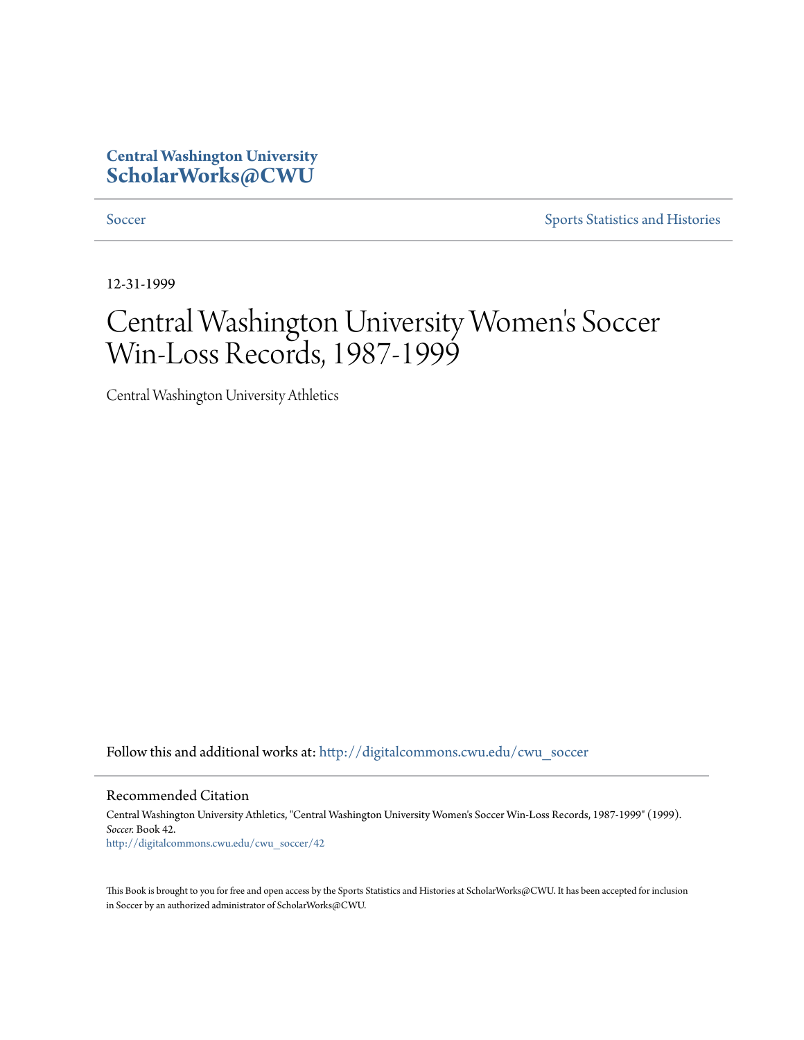**Central Washington University**
**ScholarWorks@CWU**

Soccer | Sports Statistics and Histories

12-31-1999

# Central Washington University Women's Soccer Win-Loss Records, 1987-1999

Central Washington University Athletics

Follow this and additional works at: http://digitalcommons.cwu.edu/cwu_soccer

## Recommended Citation

Central Washington University Athletics, "Central Washington University Women's Soccer Win-Loss Records, 1987-1999" (1999). *Soccer.* Book 42.
http://digitalcommons.cwu.edu/cwu_soccer/42

This Book is brought to you for free and open access by the Sports Statistics and Histories at ScholarWorks@CWU. It has been accepted for inclusion in Soccer by an authorized administrator of ScholarWorks@CWU.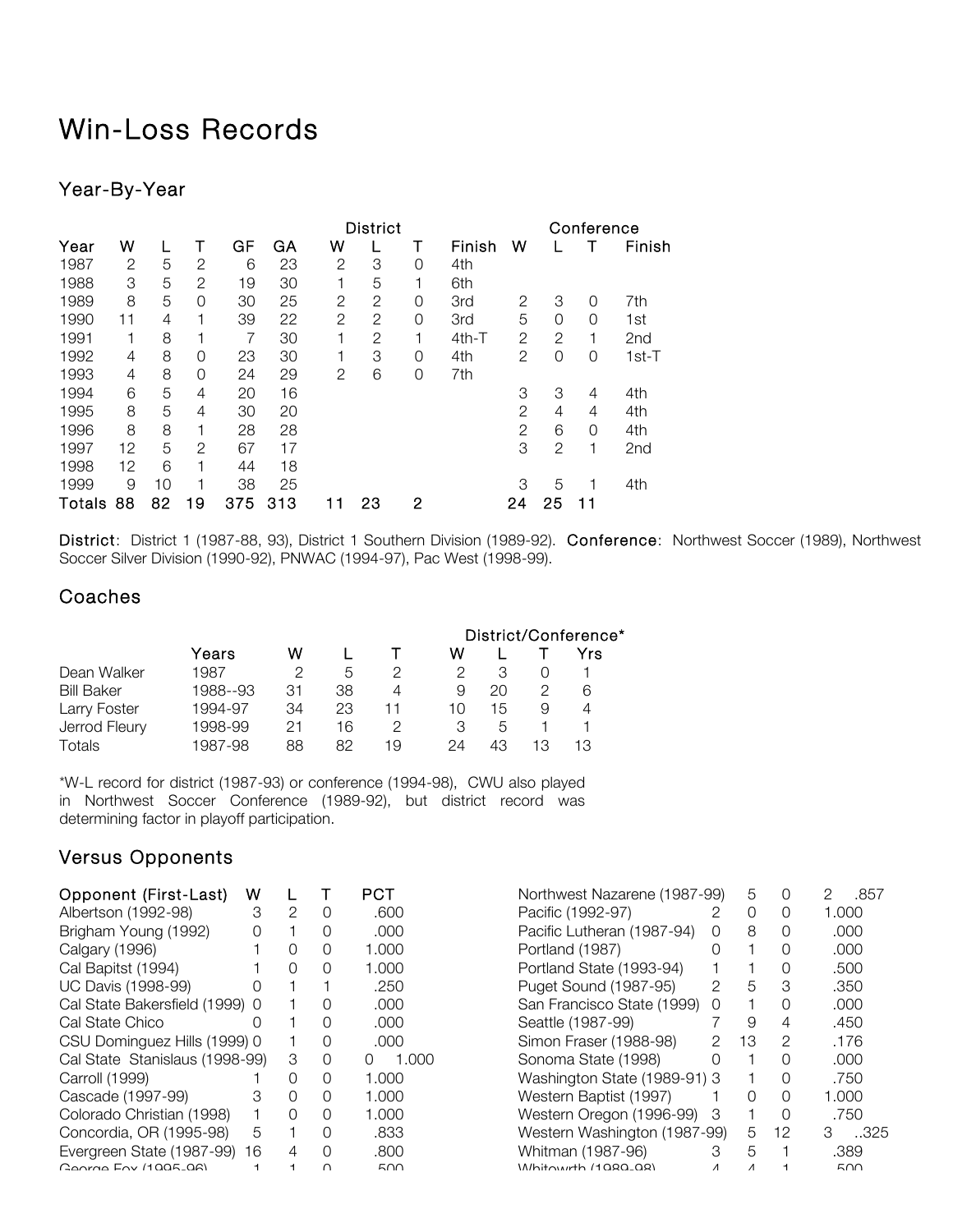# Win-Loss Records

## Year-By-Year

| | | | | | | District | | | | Conference | | | |
|---|---|---|---|---|---|---|---|---|---|---|---|---|---|
| Year | W | L | T | GF | GA | W | L | T | Finish | W | L | T | Finish |
| 1987 | 2 | 5 | 2 | 6 | 23 | 2 | 3 | 0 | 4th | | | | |
| 1988 | 3 | 5 | 2 | 19 | 30 | 1 | 5 | 1 | 6th | | | | |
| 1989 | 8 | 5 | 0 | 30 | 25 | 2 | 2 | 0 | 3rd | 2 | 3 | 0 | 7th |
| 1990 | 11 | 4 | 1 | 39 | 22 | 2 | 2 | 0 | 3rd | 5 | 0 | 0 | 1st |
| 1991 | 1 | 8 | 1 | 7 | 30 | 1 | 2 | 1 | 4th-T | 2 | 2 | 1 | 2nd |
| 1992 | 4 | 8 | 0 | 23 | 30 | 1 | 3 | 0 | 4th | 2 | 0 | 0 | 1st-T |
| 1993 | 4 | 8 | 0 | 24 | 29 | 2 | 6 | 0 | 7th | | | | |
| 1994 | 6 | 5 | 4 | 20 | 16 | | | | | 3 | 3 | 4 | 4th |
| 1995 | 8 | 5 | 4 | 30 | 20 | | | | | 2 | 4 | 4 | 4th |
| 1996 | 8 | 8 | 1 | 28 | 28 | | | | | 2 | 6 | 0 | 4th |
| 1997 | 12 | 5 | 2 | 67 | 17 | | | | | 3 | 2 | 1 | 2nd |
| 1998 | 12 | 6 | 1 | 44 | 18 | | | | | | | | |
| 1999 | 9 | 10 | 1 | 38 | 25 | | | | | 3 | 5 | 1 | 4th |
| **Totals** | **88** | **82** | **19** | **375** | **313** | **11** | **23** | **2** | | **24** | **25** | **11** | |

**District**: District 1 (1987-88, 93), District 1 Southern Division (1989-92). **Conference**: Northwest Soccer (1989), Northwest Soccer Silver Division (1990-92), PNWAC (1994-97), Pac West (1998-99).

## Coaches

| | | | | | District/Conference* | | | |
|---|---|---|---|---|---|---|---|---|
| | Years | W | L | T | W | L | T | Yrs |
| Dean Walker | 1987 | 2 | 5 | 2 | 2 | 3 | 0 | 1 |
| Bill Baker | 1988--93 | 31 | 38 | 4 | 9 | 20 | 2 | 6 |
| Larry Foster | 1994-97 | 34 | 23 | 11 | 10 | 15 | 9 | 4 |
| Jerrod Fleury | 1998-99 | 21 | 16 | 2 | 3 | 5 | 1 | 1 |
| Totals | 1987-98 | 88 | 82 | 19 | 24 | 43 | 13 | 13 |

*W-L record for district (1987-93) or conference (1994-98), CWU also played in Northwest Soccer Conference (1989-92), but district record was determining factor in playoff participation.

## Versus Opponents

| Opponent (First-Last) | W | L | T | PCT |
|---|---|---|---|---|
| Albertson (1992-98) | 3 | 2 | 0 | .600 |
| Brigham Young (1992) | 0 | 1 | 0 | .000 |
| Calgary (1996) | 1 | 0 | 0 | 1.000 |
| Cal Bapitst (1994) | 1 | 0 | 0 | 1.000 |
| UC Davis (1998-99) | 0 | 1 | 1 | .250 |
| Cal State Bakersfield (1999) | 0 | 1 | 0 | .000 |
| Cal State Chico | 0 | 1 | 0 | .000 |
| CSU Dominguez Hills (1999) | 0 | 1 | 0 | .000 |
| Cal State Stanislaus (1998-99) | 3 | 0 | 0 | 1.000 |
| Carroll (1999) | 1 | 0 | 0 | 1.000 |
| Cascade (1997-99) | 3 | 0 | 0 | 1.000 |
| Colorado Christian (1998) | 1 | 0 | 0 | 1.000 |
| Concordia, OR (1995-98) | 5 | 1 | 0 | .833 |
| Evergreen State (1987-99) | 16 | 4 | 0 | .800 |
| George Fox (1995-96) | 1 | 1 | 0 | .500 |
| Northwest Nazarene (1987-99) | 5 | 0 | 2 | .857 |
| Pacific (1992-97) | 2 | 0 | 0 | 1.000 |
| Pacific Lutheran (1987-94) | 0 | 8 | 0 | .000 |
| Portland (1987) | 0 | 1 | 0 | .000 |
| Portland State (1993-94) | 1 | 1 | 0 | .500 |
| Puget Sound (1987-95) | 2 | 5 | 3 | .350 |
| San Francisco State (1999) | 0 | 1 | 0 | .000 |
| Seattle (1987-99) | 7 | 9 | 4 | .450 |
| Simon Fraser (1988-98) | 2 | 13 | 2 | .176 |
| Sonoma State (1998) | 0 | 1 | 0 | .000 |
| Washington State (1989-91) | 3 | 1 | 0 | .750 |
| Western Baptist (1997) | 1 | 0 | 0 | 1.000 |
| Western Oregon (1996-99) | 3 | 1 | 0 | .750 |
| Western Washington (1987-99) | 5 | 12 | 3 | ..325 |
| Whitman (1987-96) | 3 | 5 | 1 | .389 |
| Whitowrth (1989-98) | 4 | 4 | 1 | .500 |